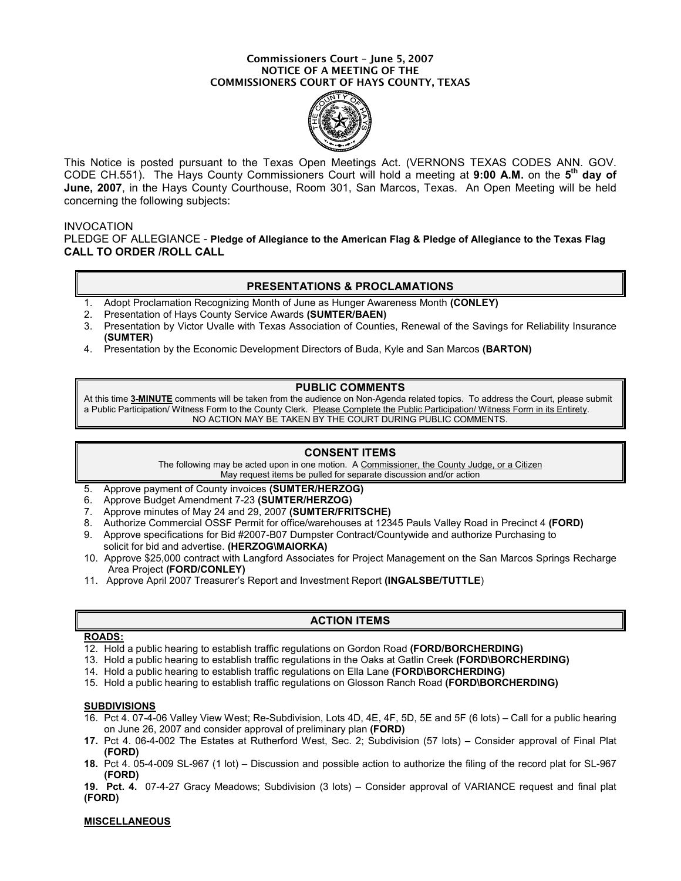**Commissioners Court – June 5, 2007**
**NOTICE OF A MEETING OF THE**
**COMMISSIONERS COURT OF HAYS COUNTY, TEXAS**

This Notice is posted pursuant to the Texas Open Meetings Act. (VERNONS TEXAS CODES ANN. GOV. CODE CH.551). The Hays County Commissioners Court will hold a meeting at **9:00 A.M.** on the **5th day of June, 2007**, in the Hays County Courthouse, Room 301, San Marcos, Texas. An Open Meeting will be held concerning the following subjects:

INVOCATION
PLEDGE OF ALLEGIANCE - **Pledge of Allegiance to the American Flag & Pledge of Allegiance to the Texas Flag**
**CALL TO ORDER /ROLL CALL**

## PRESENTATIONS & PROCLAMATIONS

1. Adopt Proclamation Recognizing Month of June as Hunger Awareness Month **(CONLEY)**
2. Presentation of Hays County Service Awards **(SUMTER/BAEN)**
3. Presentation by Victor Uvalle with Texas Association of Counties, Renewal of the Savings for Reliability Insurance **(SUMTER)**
4. Presentation by the Economic Development Directors of Buda, Kyle and San Marcos **(BARTON)**

## PUBLIC COMMENTS

At this time **3-MINUTE** comments will be taken from the audience on Non-Agenda related topics. To address the Court, please submit a Public Participation/ Witness Form to the County Clerk. Please Complete the Public Participation/ Witness Form in its Entirety.
NO ACTION MAY BE TAKEN BY THE COURT DURING PUBLIC COMMENTS.

## CONSENT ITEMS

The following may be acted upon in one motion. A Commissioner, the County Judge, or a Citizen May request items be pulled for separate discussion and/or action

5. Approve payment of County invoices **(SUMTER/HERZOG)**
6. Approve Budget Amendment 7-23 **(SUMTER/HERZOG)**
7. Approve minutes of May 24 and 29, 2007 **(SUMTER/FRITSCHE)**
8. Authorize Commercial OSSF Permit for office/warehouses at 12345 Pauls Valley Road in Precinct 4 **(FORD)**
9. Approve specifications for Bid #2007-B07 Dumpster Contract/Countywide and authorize Purchasing to solicit for bid and advertise. **(HERZOG\MAIORKA)**
10. Approve $25,000 contract with Langford Associates for Project Management on the San Marcos Springs Recharge Area Project **(FORD/CONLEY)**
11. Approve April 2007 Treasurer's Report and Investment Report **(INGALSBE/TUTTLE**)

## ACTION ITEMS

**ROADS:**

12. Hold a public hearing to establish traffic regulations on Gordon Road **(FORD/BORCHERDING)**
13. Hold a public hearing to establish traffic regulations in the Oaks at Gatlin Creek **(FORD\BORCHERDING)**
14. Hold a public hearing to establish traffic regulations on Ella Lane **(FORD\BORCHERDING)**
15. Hold a public hearing to establish traffic regulations on Glosson Ranch Road **(FORD\BORCHERDING)**

**SUBDIVISIONS**

16. Pct 4. 07-4-06 Valley View West; Re-Subdivision, Lots 4D, 4E, 4F, 5D, 5E and 5F (6 lots) – Call for a public hearing on June 26, 2007 and consider approval of preliminary plan **(FORD)**
17. Pct 4. 06-4-002 The Estates at Rutherford West, Sec. 2; Subdivision (57 lots) – Consider approval of Final Plat **(FORD)**
18. Pct 4. 05-4-009 SL-967 (1 lot) – Discussion and possible action to authorize the filing of the record plat for SL-967 **(FORD)**
19. **Pct. 4.** 07-4-27 Gracy Meadows; Subdivision (3 lots) – Consider approval of VARIANCE request and final plat **(FORD)**

**MISCELLANEOUS**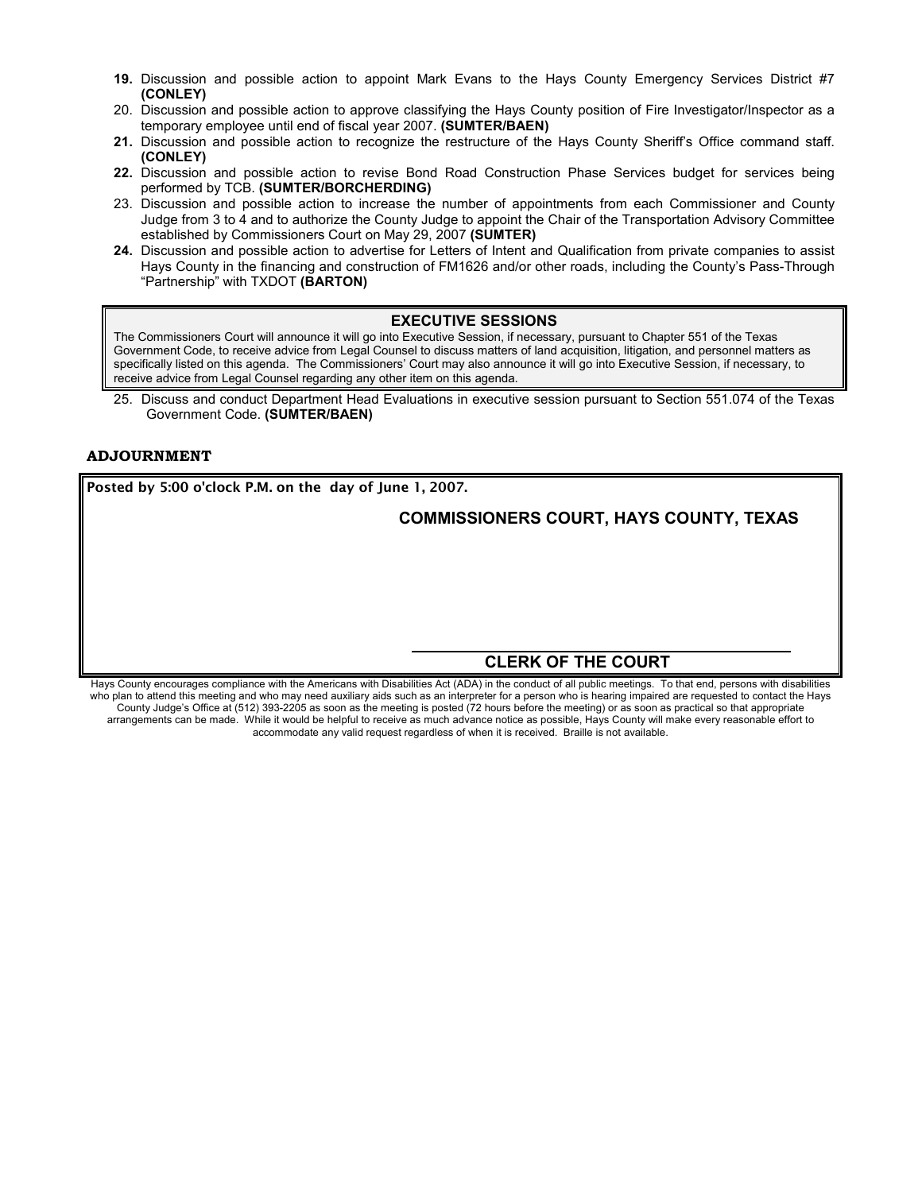19. Discussion and possible action to appoint Mark Evans to the Hays County Emergency Services District #7 **(CONLEY)**
20. Discussion and possible action to approve classifying the Hays County position of Fire Investigator/Inspector as a temporary employee until end of fiscal year 2007. **(SUMTER/BAEN)**
21. Discussion and possible action to recognize the restructure of the Hays County Sheriff's Office command staff. **(CONLEY)**
22. Discussion and possible action to revise Bond Road Construction Phase Services budget for services being performed by TCB. **(SUMTER/BORCHERDING)**
23. Discussion and possible action to increase the number of appointments from each Commissioner and County Judge from 3 to 4 and to authorize the County Judge to appoint the Chair of the Transportation Advisory Committee established by Commissioners Court on May 29, 2007 **(SUMTER)**
24. Discussion and possible action to advertise for Letters of Intent and Qualification from private companies to assist Hays County in the financing and construction of FM1626 and/or other roads, including the County's Pass-Through "Partnership" with TXDOT **(BARTON)**

## EXECUTIVE SESSIONS

The Commissioners Court will announce it will go into Executive Session, if necessary, pursuant to Chapter 551 of the Texas Government Code, to receive advice from Legal Counsel to discuss matters of land acquisition, litigation, and personnel matters as specifically listed on this agenda. The Commissioners' Court may also announce it will go into Executive Session, if necessary, to receive advice from Legal Counsel regarding any other item on this agenda.

25. Discuss and conduct Department Head Evaluations in executive session pursuant to Section 551.074 of the Texas Government Code. **(SUMTER/BAEN)**

## ADJOURNMENT

**Posted by 5:00 o'clock P.M. on the day of June 1, 2007.**

**COMMISSIONERS COURT, HAYS COUNTY, TEXAS**

**CLERK OF THE COURT**

Hays County encourages compliance with the Americans with Disabilities Act (ADA) in the conduct of all public meetings. To that end, persons with disabilities who plan to attend this meeting and who may need auxiliary aids such as an interpreter for a person who is hearing impaired are requested to contact the Hays County Judge's Office at (512) 393-2205 as soon as the meeting is posted (72 hours before the meeting) or as soon as practical so that appropriate arrangements can be made. While it would be helpful to receive as much advance notice as possible, Hays County will make every reasonable effort to accommodate any valid request regardless of when it is received. Braille is not available.